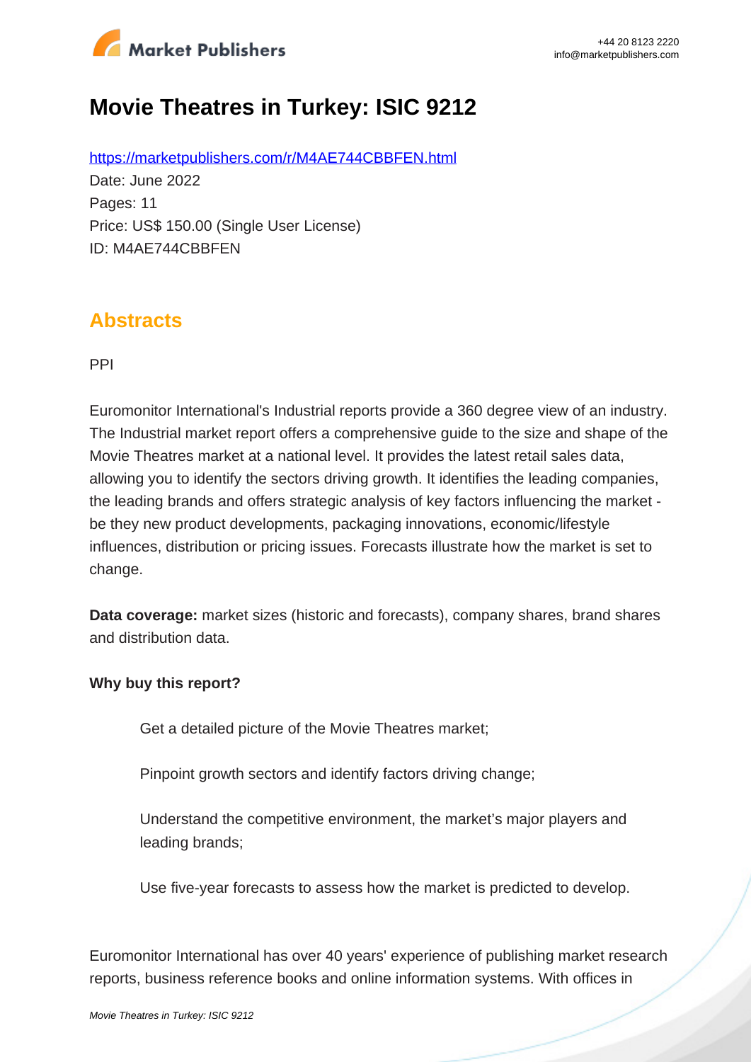# Movie Theatres in Turkey: ISIC 9212

https://marketpublishers.com/r/M4AE744CBBFEN.html

Date: June 2022

Pages: 11

Price: US$ 150.00 (Single User License)

ID: M4AE744CBBFEN

## Abstracts

PPI

Euromonitor International's Industrial reports provide a 360 degree view of an industry. The Industrial market report offers a comprehensive guide to the size and shape of the Movie Theatres market at a national level. It provides the latest retail sales data, allowing you to identify the sectors driving growth. It identifies the leading companies, the leading brands and offers strategic analysis of key factors influencing the market - be they new product developments, packaging innovations, economic/lifestyle influences, distribution or pricing issues. Forecasts illustrate how the market is set to change.

**Data coverage:** market sizes (historic and forecasts), company shares, brand shares and distribution data.

**Why buy this report?**

- Get a detailed picture of the Movie Theatres market;
- Pinpoint growth sectors and identify factors driving change;
- Understand the competitive environment, the market's major players and leading brands;
- Use five-year forecasts to assess how the market is predicted to develop.

Euromonitor International has over 40 years' experience of publishing market research reports, business reference books and online information systems. With offices in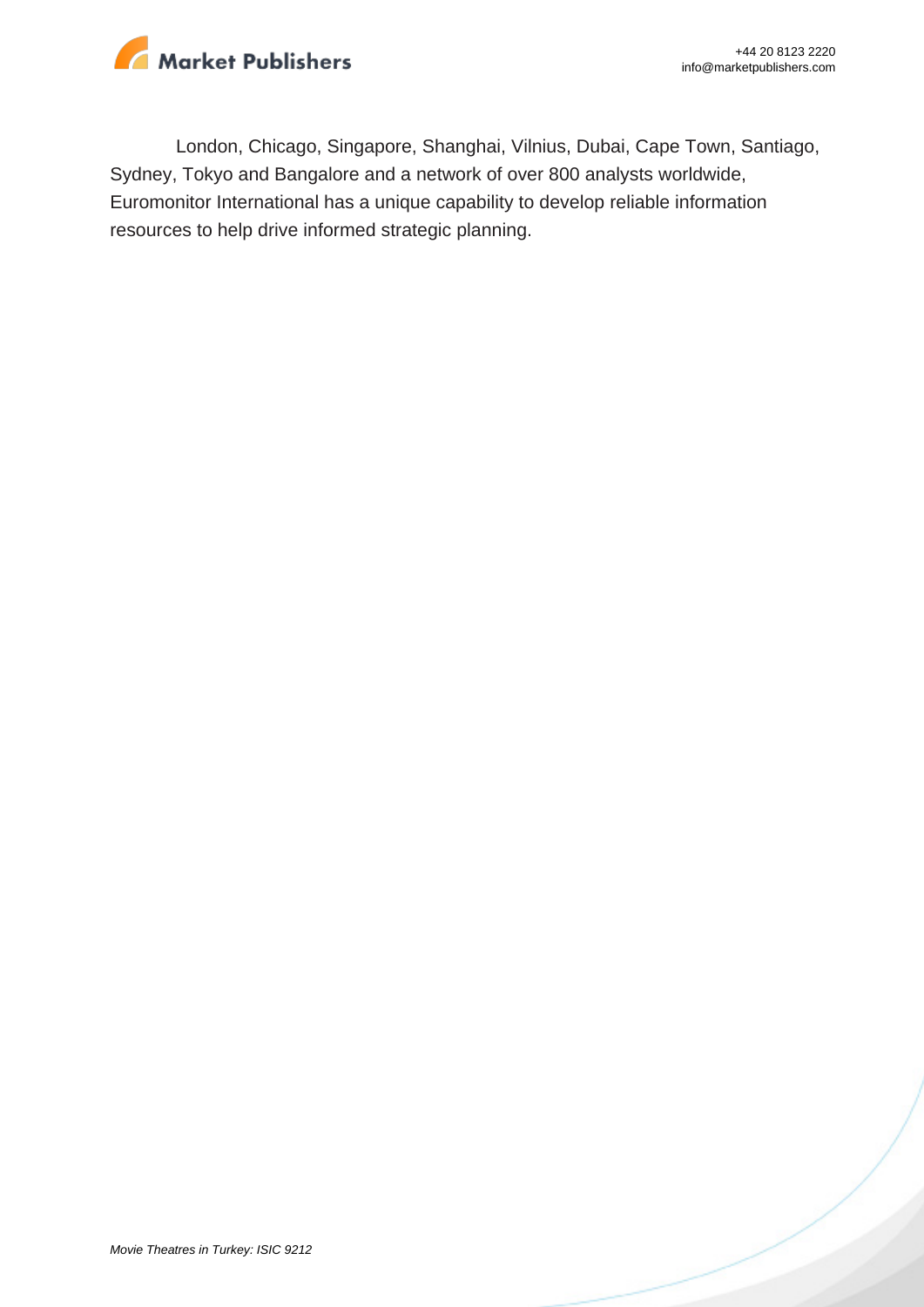London, Chicago, Singapore, Shanghai, Vilnius, Dubai, Cape Town, Santiago, Sydney, Tokyo and Bangalore and a network of over 800 analysts worldwide, Euromonitor International has a unique capability to develop reliable information resources to help drive informed strategic planning.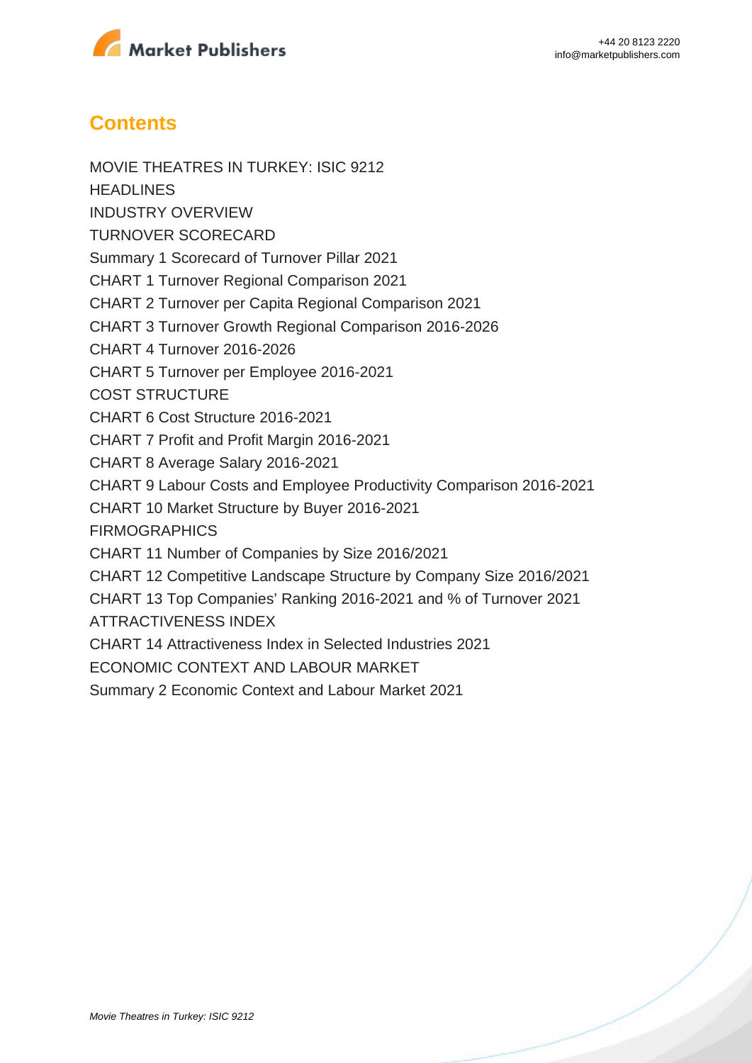## Contents

MOVIE THEATRES IN TURKEY: ISIC 9212

HEADLINES

INDUSTRY OVERVIEW

TURNOVER SCORECARD

Summary 1 Scorecard of Turnover Pillar 2021

CHART 1 Turnover Regional Comparison 2021

CHART 2 Turnover per Capita Regional Comparison 2021

CHART 3 Turnover Growth Regional Comparison 2016-2026

CHART 4 Turnover 2016-2026

CHART 5 Turnover per Employee 2016-2021

COST STRUCTURE

CHART 6 Cost Structure 2016-2021

CHART 7 Profit and Profit Margin 2016-2021

CHART 8 Average Salary 2016-2021

CHART 9 Labour Costs and Employee Productivity Comparison 2016-2021

CHART 10 Market Structure by Buyer 2016-2021

FIRMOGRAPHICS

CHART 11 Number of Companies by Size 2016/2021

CHART 12 Competitive Landscape Structure by Company Size 2016/2021

CHART 13 Top Companies' Ranking 2016-2021 and % of Turnover 2021

ATTRACTIVENESS INDEX

CHART 14 Attractiveness Index in Selected Industries 2021

ECONOMIC CONTEXT AND LABOUR MARKET

Summary 2 Economic Context and Labour Market 2021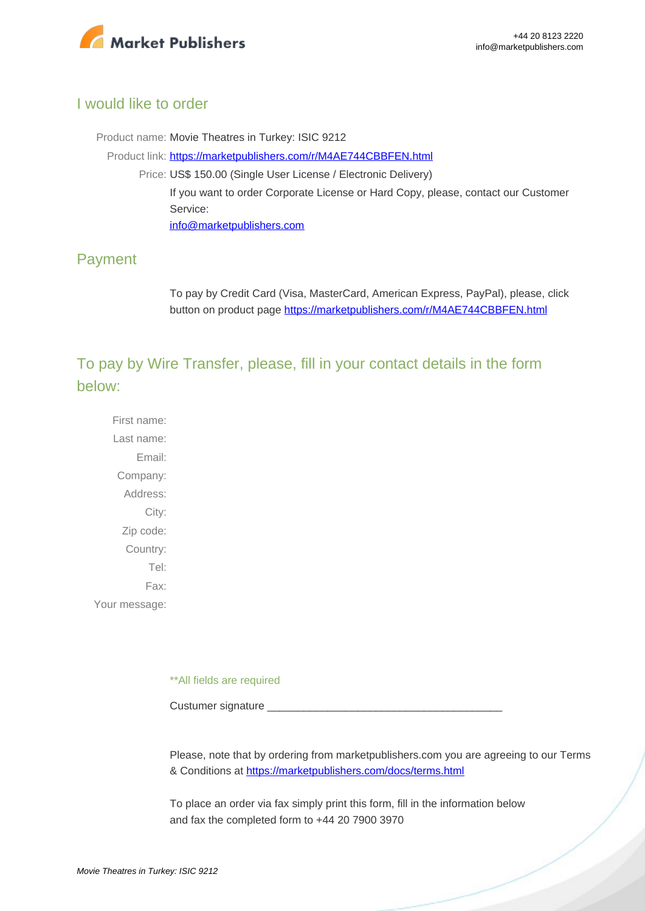## I would like to order

Product name: Movie Theatres in Turkey: ISIC 9212

Product link: https://marketpublishers.com/r/M4AE744CBBFEN.html

Price: US$ 150.00 (Single User License / Electronic Delivery)

If you want to order Corporate License or Hard Copy, please, contact our Customer Service:

info@marketpublishers.com

## Payment

To pay by Credit Card (Visa, MasterCard, American Express, PayPal), please, click button on product page https://marketpublishers.com/r/M4AE744CBBFEN.html

## To pay by Wire Transfer, please, fill in your contact details in the form below:

First name:

Last name:

Email:

Company:

Address:

City:

Zip code:

Country:

Tel:

Fax:

Your message:

**All fields are required

Custumer signature _______________________________________

Please, note that by ordering from marketpublishers.com you are agreeing to our Terms & Conditions at https://marketpublishers.com/docs/terms.html

To place an order via fax simply print this form, fill in the information below and fax the completed form to +44 20 7900 3970